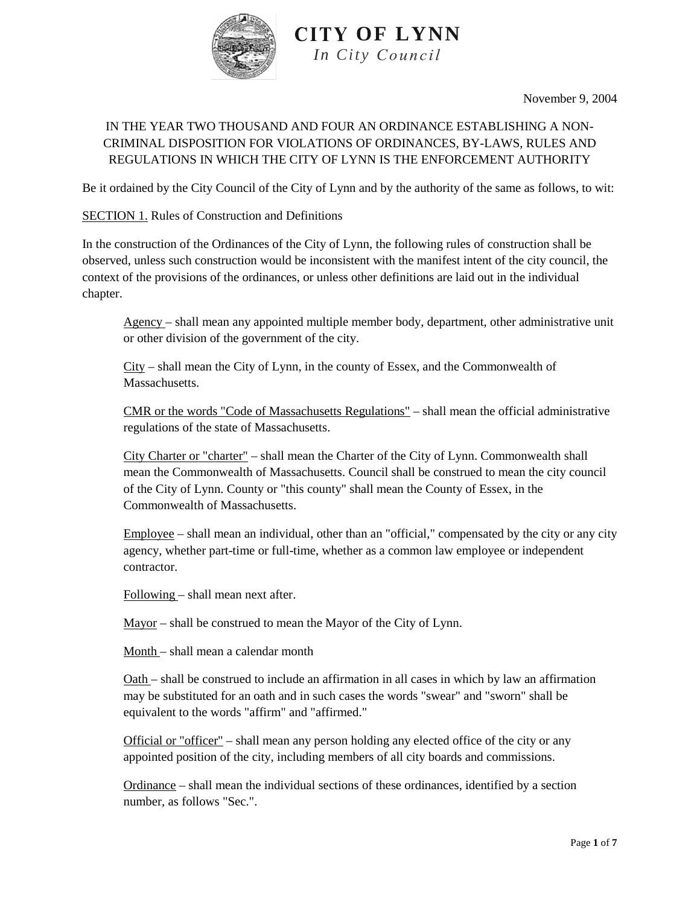# CITY OF LYNN

*In City Council*

November 9, 2004

IN THE YEAR TWO THOUSAND AND FOUR AN ORDINANCE ESTABLISHING A NON-CRIMINAL DISPOSITION FOR VIOLATIONS OF ORDINANCES, BY-LAWS, RULES AND REGULATIONS IN WHICH THE CITY OF LYNN IS THE ENFORCEMENT AUTHORITY

Be it ordained by the City Council of the City of Lynn and by the authority of the same as follows, to wit:

SECTION 1. Rules of Construction and Definitions

In the construction of the Ordinances of the City of Lynn, the following rules of construction shall be observed, unless such construction would be inconsistent with the manifest intent of the city council, the context of the provisions of the ordinances, or unless other definitions are laid out in the individual chapter.

Agency – shall mean any appointed multiple member body, department, other administrative unit or other division of the government of the city.

City – shall mean the City of Lynn, in the county of Essex, and the Commonwealth of Massachusetts.

CMR or the words "Code of Massachusetts Regulations" – shall mean the official administrative regulations of the state of Massachusetts.

City Charter or "charter" – shall mean the Charter of the City of Lynn. Commonwealth shall mean the Commonwealth of Massachusetts. Council shall be construed to mean the city council of the City of Lynn. County or "this county" shall mean the County of Essex, in the Commonwealth of Massachusetts.

Employee – shall mean an individual, other than an "official," compensated by the city or any city agency, whether part-time or full-time, whether as a common law employee or independent contractor.

Following – shall mean next after.

Mayor – shall be construed to mean the Mayor of the City of Lynn.

Month – shall mean a calendar month

Oath – shall be construed to include an affirmation in all cases in which by law an affirmation may be substituted for an oath and in such cases the words "swear" and "sworn" shall be equivalent to the words "affirm" and "affirmed."

Official or "officer" – shall mean any person holding any elected office of the city or any appointed position of the city, including members of all city boards and commissions.

Ordinance – shall mean the individual sections of these ordinances, identified by a section number, as follows "Sec.".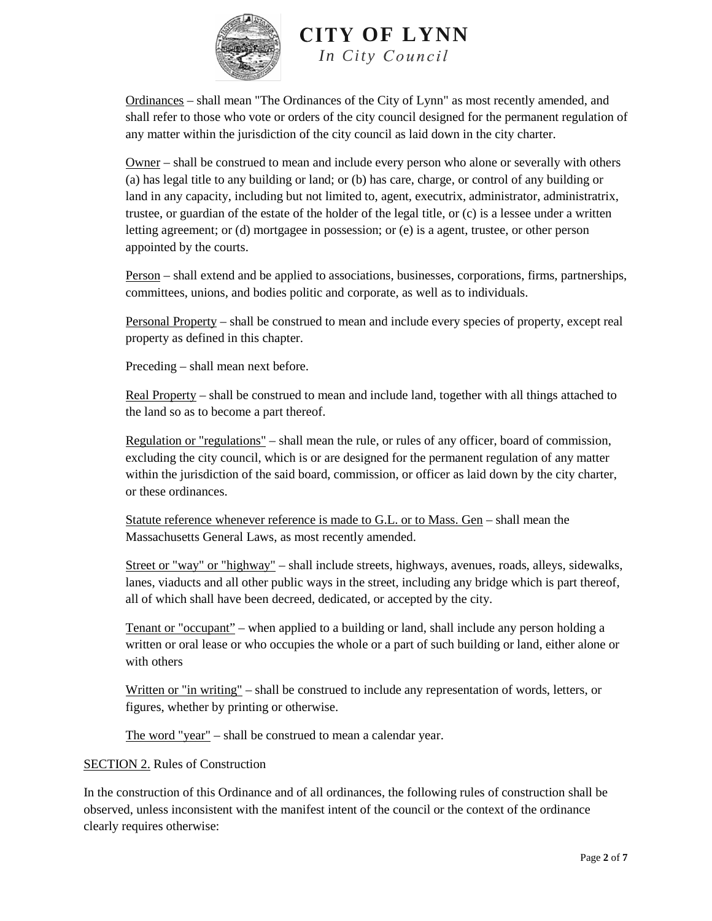Ordinances – shall mean "The Ordinances of the City of Lynn" as most recently amended, and shall refer to those who vote or orders of the city council designed for the permanent regulation of any matter within the jurisdiction of the city council as laid down in the city charter.

Owner – shall be construed to mean and include every person who alone or severally with others (a) has legal title to any building or land; or (b) has care, charge, or control of any building or land in any capacity, including but not limited to, agent, executrix, administrator, administratrix, trustee, or guardian of the estate of the holder of the legal title, or (c) is a lessee under a written letting agreement; or (d) mortgagee in possession; or (e) is a agent, trustee, or other person appointed by the courts.

Person – shall extend and be applied to associations, businesses, corporations, firms, partnerships, committees, unions, and bodies politic and corporate, as well as to individuals.

Personal Property – shall be construed to mean and include every species of property, except real property as defined in this chapter.

Preceding – shall mean next before.

Real Property – shall be construed to mean and include land, together with all things attached to the land so as to become a part thereof.

Regulation or "regulations" – shall mean the rule, or rules of any officer, board of commission, excluding the city council, which is or are designed for the permanent regulation of any matter within the jurisdiction of the said board, commission, or officer as laid down by the city charter, or these ordinances.

Statute reference whenever reference is made to G.L. or to Mass. Gen – shall mean the Massachusetts General Laws, as most recently amended.

Street or "way" or "highway" – shall include streets, highways, avenues, roads, alleys, sidewalks, lanes, viaducts and all other public ways in the street, including any bridge which is part thereof, all of which shall have been decreed, dedicated, or accepted by the city.

Tenant or "occupant" – when applied to a building or land, shall include any person holding a written or oral lease or who occupies the whole or a part of such building or land, either alone or with others

Written or "in writing" – shall be construed to include any representation of words, letters, or figures, whether by printing or otherwise.

The word "year" – shall be construed to mean a calendar year.

SECTION 2. Rules of Construction

In the construction of this Ordinance and of all ordinances, the following rules of construction shall be observed, unless inconsistent with the manifest intent of the council or the context of the ordinance clearly requires otherwise: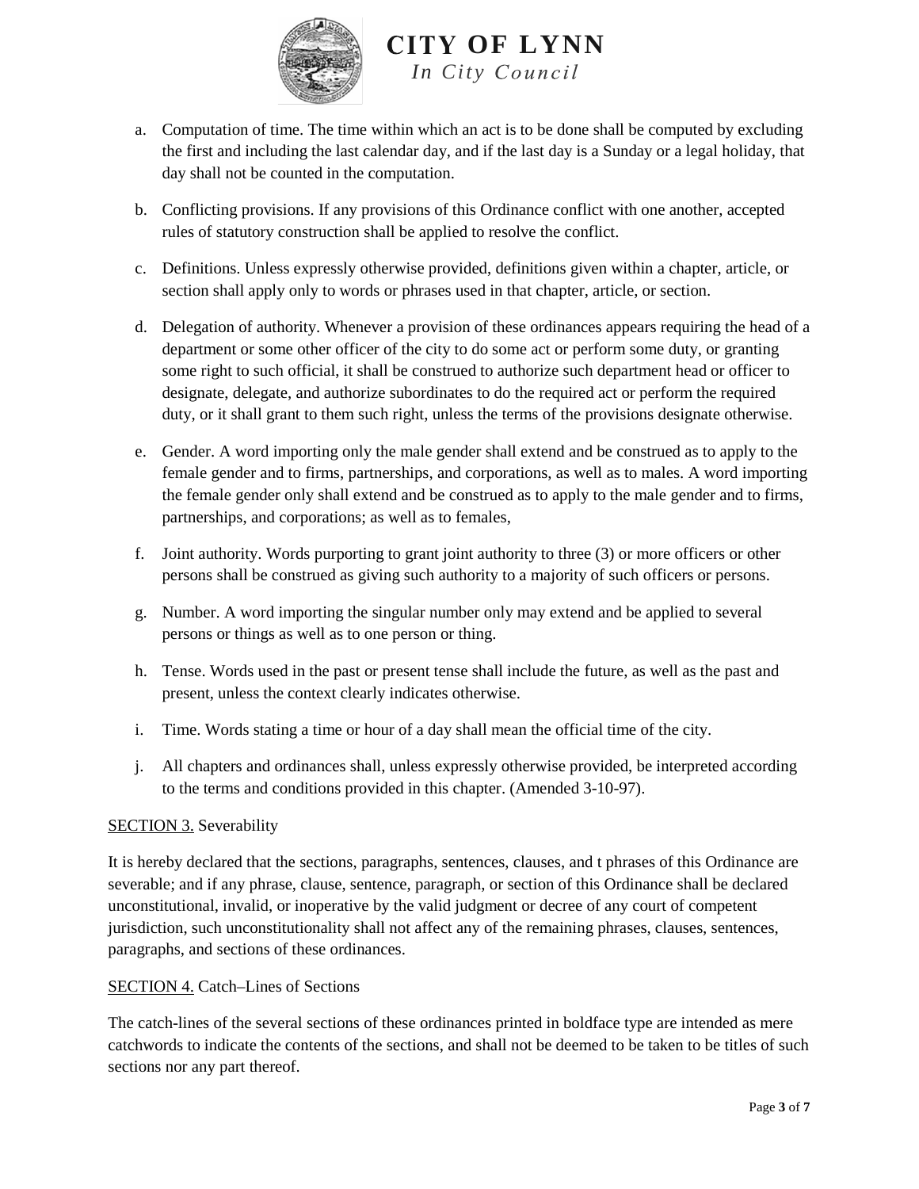a. Computation of time. The time within which an act is to be done shall be computed by excluding the first and including the last calendar day, and if the last day is a Sunday or a legal holiday, that day shall not be counted in the computation.

b. Conflicting provisions. If any provisions of this Ordinance conflict with one another, accepted rules of statutory construction shall be applied to resolve the conflict.

c. Definitions. Unless expressly otherwise provided, definitions given within a chapter, article, or section shall apply only to words or phrases used in that chapter, article, or section.

d. Delegation of authority. Whenever a provision of these ordinances appears requiring the head of a department or some other officer of the city to do some act or perform some duty, or granting some right to such official, it shall be construed to authorize such department head or officer to designate, delegate, and authorize subordinates to do the required act or perform the required duty, or it shall grant to them such right, unless the terms of the provisions designate otherwise.

e. Gender. A word importing only the male gender shall extend and be construed as to apply to the female gender and to firms, partnerships, and corporations, as well as to males. A word importing the female gender only shall extend and be construed as to apply to the male gender and to firms, partnerships, and corporations; as well as to females,

f. Joint authority. Words purporting to grant joint authority to three (3) or more officers or other persons shall be construed as giving such authority to a majority of such officers or persons.

g. Number. A word importing the singular number only may extend and be applied to several persons or things as well as to one person or thing.

h. Tense. Words used in the past or present tense shall include the future, as well as the past and present, unless the context clearly indicates otherwise.

i. Time. Words stating a time or hour of a day shall mean the official time of the city.

j. All chapters and ordinances shall, unless expressly otherwise provided, be interpreted according to the terms and conditions provided in this chapter. (Amended 3-10-97).

<u>SECTION 3.</u> Severability

It is hereby declared that the sections, paragraphs, sentences, clauses, and t phrases of this Ordinance are severable; and if any phrase, clause, sentence, paragraph, or section of this Ordinance shall be declared unconstitutional, invalid, or inoperative by the valid judgment or decree of any court of competent jurisdiction, such unconstitutionality shall not affect any of the remaining phrases, clauses, sentences, paragraphs, and sections of these ordinances.

<u>SECTION 4.</u> Catch–Lines of Sections

The catch-lines of the several sections of these ordinances printed in boldface type are intended as mere catchwords to indicate the contents of the sections, and shall not be deemed to be taken to be titles of such sections nor any part thereof.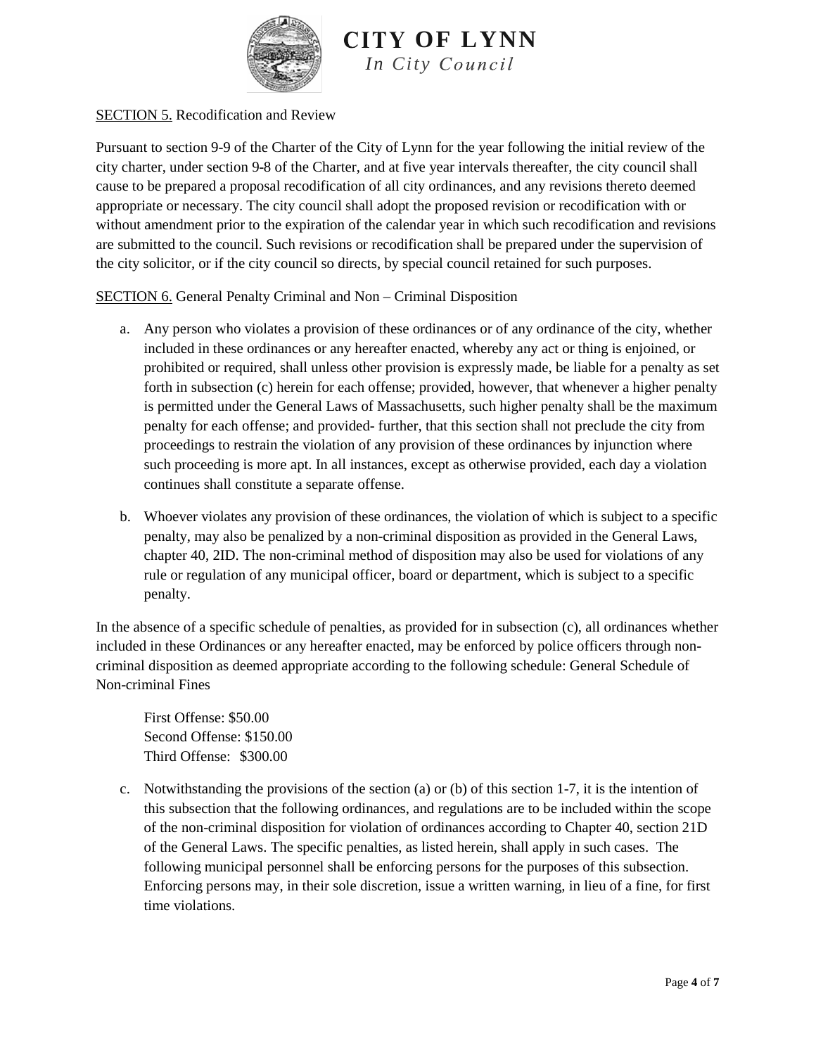<u>SECTION 5.</u> Recodification and Review

Pursuant to section 9-9 of the Charter of the City of Lynn for the year following the initial review of the city charter, under section 9-8 of the Charter, and at five year intervals thereafter, the city council shall cause to be prepared a proposal recodification of all city ordinances, and any revisions thereto deemed appropriate or necessary. The city council shall adopt the proposed revision or recodification with or without amendment prior to the expiration of the calendar year in which such recodification and revisions are submitted to the council. Such revisions or recodification shall be prepared under the supervision of the city solicitor, or if the city council so directs, by special council retained for such purposes.

<u>SECTION 6.</u> General Penalty Criminal and Non – Criminal Disposition

a. Any person who violates a provision of these ordinances or of any ordinance of the city, whether included in these ordinances or any hereafter enacted, whereby any act or thing is enjoined, or prohibited or required, shall unless other provision is expressly made, be liable for a penalty as set forth in subsection (c) herein for each offense; provided, however, that whenever a higher penalty is permitted under the General Laws of Massachusetts, such higher penalty shall be the maximum penalty for each offense; and provided- further, that this section shall not preclude the city from proceedings to restrain the violation of any provision of these ordinances by injunction where such proceeding is more apt. In all instances, except as otherwise provided, each day a violation continues shall constitute a separate offense.

b. Whoever violates any provision of these ordinances, the violation of which is subject to a specific penalty, may also be penalized by a non-criminal disposition as provided in the General Laws, chapter 40, 2ID. The non-criminal method of disposition may also be used for violations of any rule or regulation of any municipal officer, board or department, which is subject to a specific penalty.

In the absence of a specific schedule of penalties, as provided for in subsection (c), all ordinances whether included in these Ordinances or any hereafter enacted, may be enforced by police officers through non-criminal disposition as deemed appropriate according to the following schedule: General Schedule of Non-criminal Fines

First Offense: $50.00
Second Offense: $150.00
Third Offense: $300.00

c. Notwithstanding the provisions of the section (a) or (b) of this section 1-7, it is the intention of this subsection that the following ordinances, and regulations are to be included within the scope of the non-criminal disposition for violation of ordinances according to Chapter 40, section 21D of the General Laws. The specific penalties, as listed herein, shall apply in such cases. The following municipal personnel shall be enforcing persons for the purposes of this subsection. Enforcing persons may, in their sole discretion, issue a written warning, in lieu of a fine, for first time violations.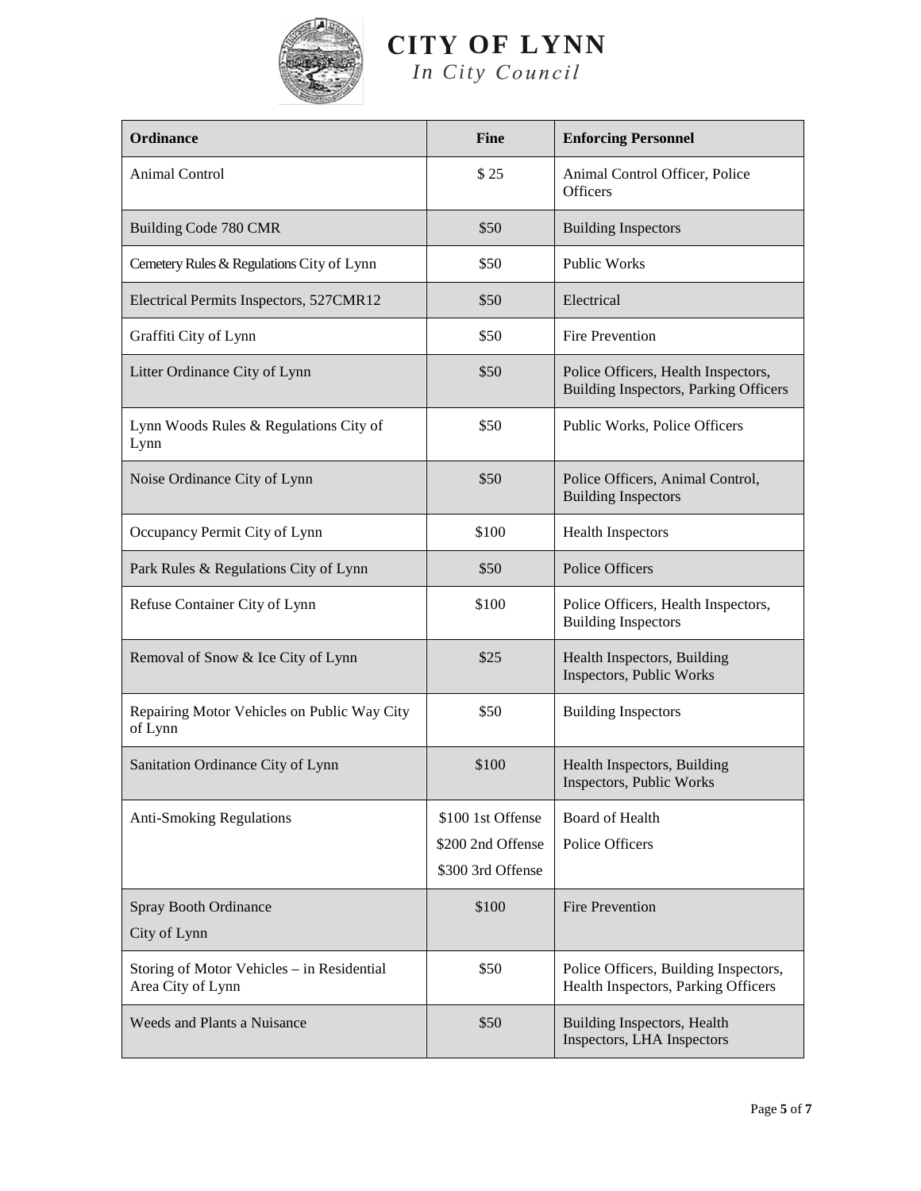# CITY OF LYNN

*In City Council*

| Ordinance | Fine | Enforcing Personnel |
|---|---|---|
| Animal Control | $ 25 | Animal Control Officer, Police Officers |
| Building Code 780 CMR | $50 | Building Inspectors |
| Cemetery Rules & Regulations City of Lynn | $50 | Public Works |
| Electrical Permits Inspectors, 527CMR12 | $50 | Electrical |
| Graffiti City of Lynn | $50 | Fire Prevention |
| Litter Ordinance City of Lynn | $50 | Police Officers, Health Inspectors, Building Inspectors, Parking Officers |
| Lynn Woods Rules & Regulations City of Lynn | $50 | Public Works, Police Officers |
| Noise Ordinance City of Lynn | $50 | Police Officers, Animal Control, Building Inspectors |
| Occupancy Permit City of Lynn | $100 | Health Inspectors |
| Park Rules & Regulations City of Lynn | $50 | Police Officers |
| Refuse Container City of Lynn | $100 | Police Officers, Health Inspectors, Building Inspectors |
| Removal of Snow & Ice City of Lynn | $25 | Health Inspectors, Building Inspectors, Public Works |
| Repairing Motor Vehicles on Public Way City of Lynn | $50 | Building Inspectors |
| Sanitation Ordinance City of Lynn | $100 | Health Inspectors, Building Inspectors, Public Works |
| Anti-Smoking Regulations | $100 1st Offense<br>$200 2nd Offense<br>$300 3rd Offense | Board of Health<br>Police Officers |
| Spray Booth Ordinance<br>City of Lynn | $100 | Fire Prevention |
| Storing of Motor Vehicles – in Residential Area City of Lynn | $50 | Police Officers, Building Inspectors, Health Inspectors, Parking Officers |
| Weeds and Plants a Nuisance | $50 | Building Inspectors, Health Inspectors, LHA Inspectors |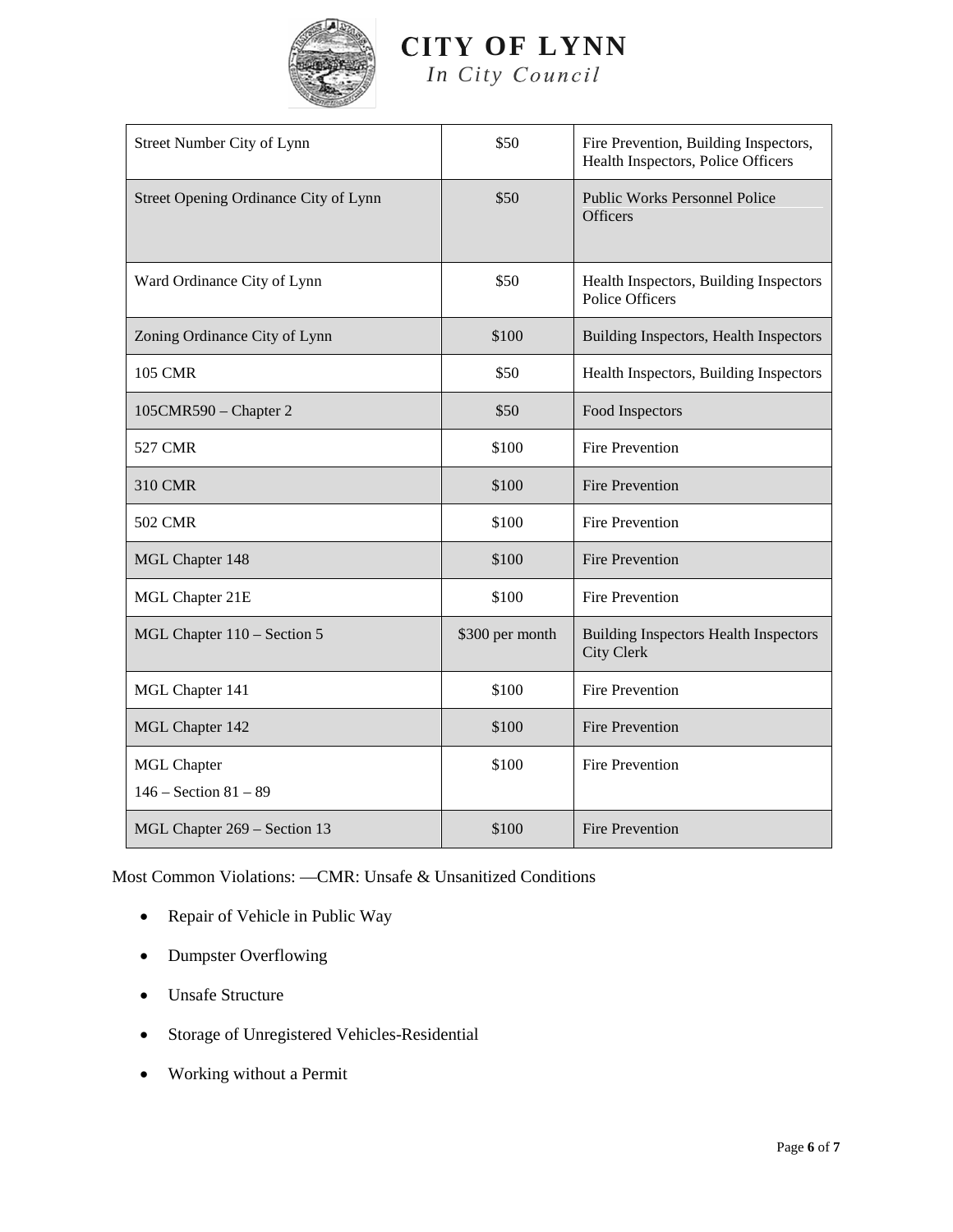| Street Number City of Lynn | $50 | Fire Prevention, Building Inspectors, Health Inspectors, Police Officers |
|---|---|---|
| Street Opening Ordinance City of Lynn | $50 | Public Works Personnel Police Officers |
| Ward Ordinance City of Lynn | $50 | Health Inspectors, Building Inspectors Police Officers |
| Zoning Ordinance City of Lynn | $100 | Building Inspectors, Health Inspectors |
| 105 CMR | $50 | Health Inspectors, Building Inspectors |
| 105CMR590 – Chapter 2 | $50 | Food Inspectors |
| 527 CMR | $100 | Fire Prevention |
| 310 CMR | $100 | Fire Prevention |
| 502 CMR | $100 | Fire Prevention |
| MGL Chapter 148 | $100 | Fire Prevention |
| MGL Chapter 21E | $100 | Fire Prevention |
| MGL Chapter 110 – Section 5 | $300 per month | Building Inspectors Health Inspectors City Clerk |
| MGL Chapter 141 | $100 | Fire Prevention |
| MGL Chapter 142 | $100 | Fire Prevention |
| MGL Chapter 146 – Section 81 – 89 | $100 | Fire Prevention |
| MGL Chapter 269 – Section 13 | $100 | Fire Prevention |

Most Common Violations: —CMR: Unsafe & Unsanitized Conditions

- Repair of Vehicle in Public Way
- Dumpster Overflowing
- Unsafe Structure
- Storage of Unregistered Vehicles-Residential
- Working without a Permit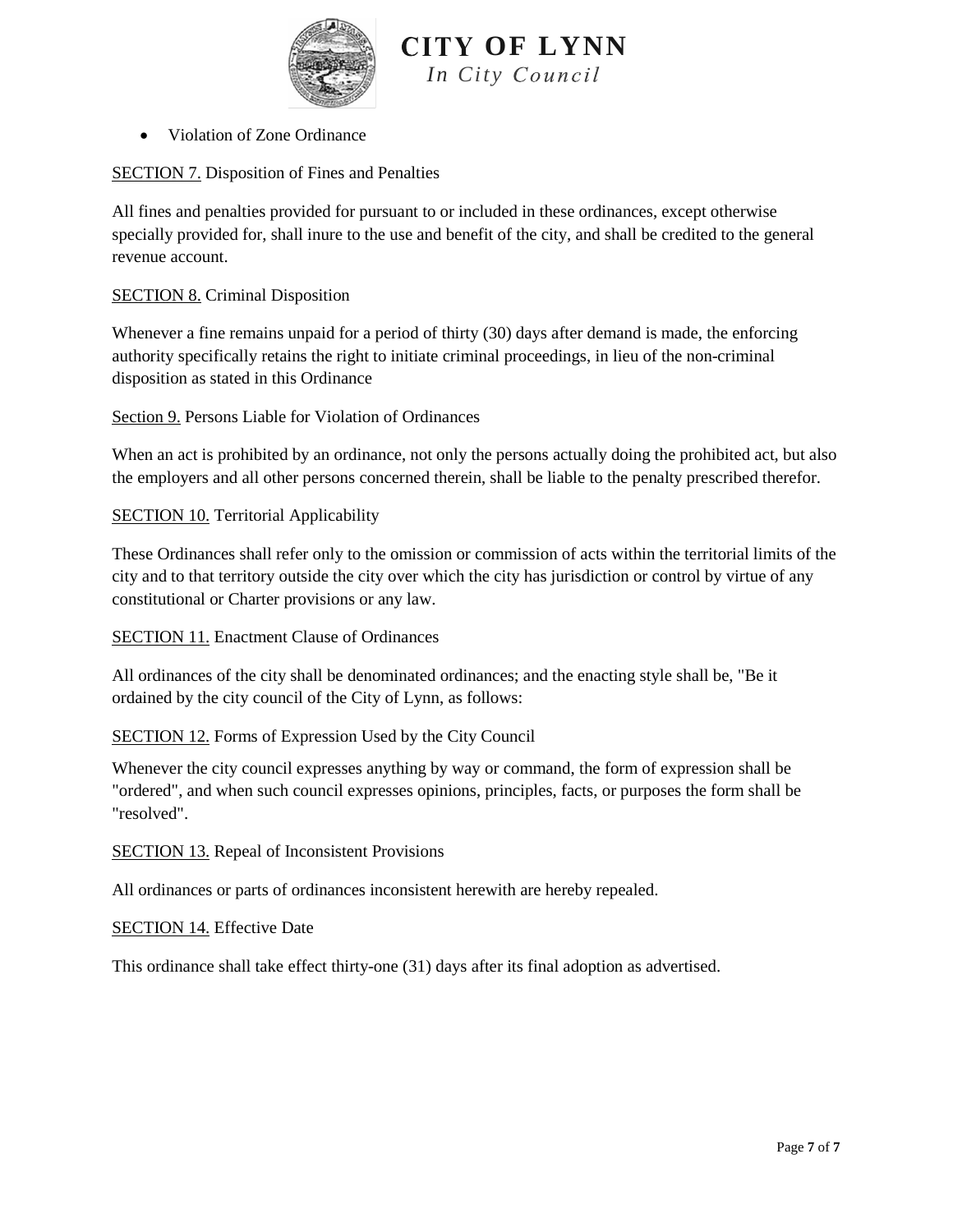- Violation of Zone Ordinance

<u>SECTION 7.</u> Disposition of Fines and Penalties

All fines and penalties provided for pursuant to or included in these ordinances, except otherwise specially provided for, shall inure to the use and benefit of the city, and shall be credited to the general revenue account.

<u>SECTION 8.</u> Criminal Disposition

Whenever a fine remains unpaid for a period of thirty (30) days after demand is made, the enforcing authority specifically retains the right to initiate criminal proceedings, in lieu of the non-criminal disposition as stated in this Ordinance

<u>Section 9.</u> Persons Liable for Violation of Ordinances

When an act is prohibited by an ordinance, not only the persons actually doing the prohibited act, but also the employers and all other persons concerned therein, shall be liable to the penalty prescribed therefor.

<u>SECTION 10.</u> Territorial Applicability

These Ordinances shall refer only to the omission or commission of acts within the territorial limits of the city and to that territory outside the city over which the city has jurisdiction or control by virtue of any constitutional or Charter provisions or any law.

<u>SECTION 11.</u> Enactment Clause of Ordinances

All ordinances of the city shall be denominated ordinances; and the enacting style shall be, "Be it ordained by the city council of the City of Lynn, as follows:

<u>SECTION 12.</u> Forms of Expression Used by the City Council

Whenever the city council expresses anything by way or command, the form of expression shall be "ordered", and when such council expresses opinions, principles, facts, or purposes the form shall be "resolved".

<u>SECTION 13.</u> Repeal of Inconsistent Provisions

All ordinances or parts of ordinances inconsistent herewith are hereby repealed.

<u>SECTION 14.</u> Effective Date

This ordinance shall take effect thirty-one (31) days after its final adoption as advertised.